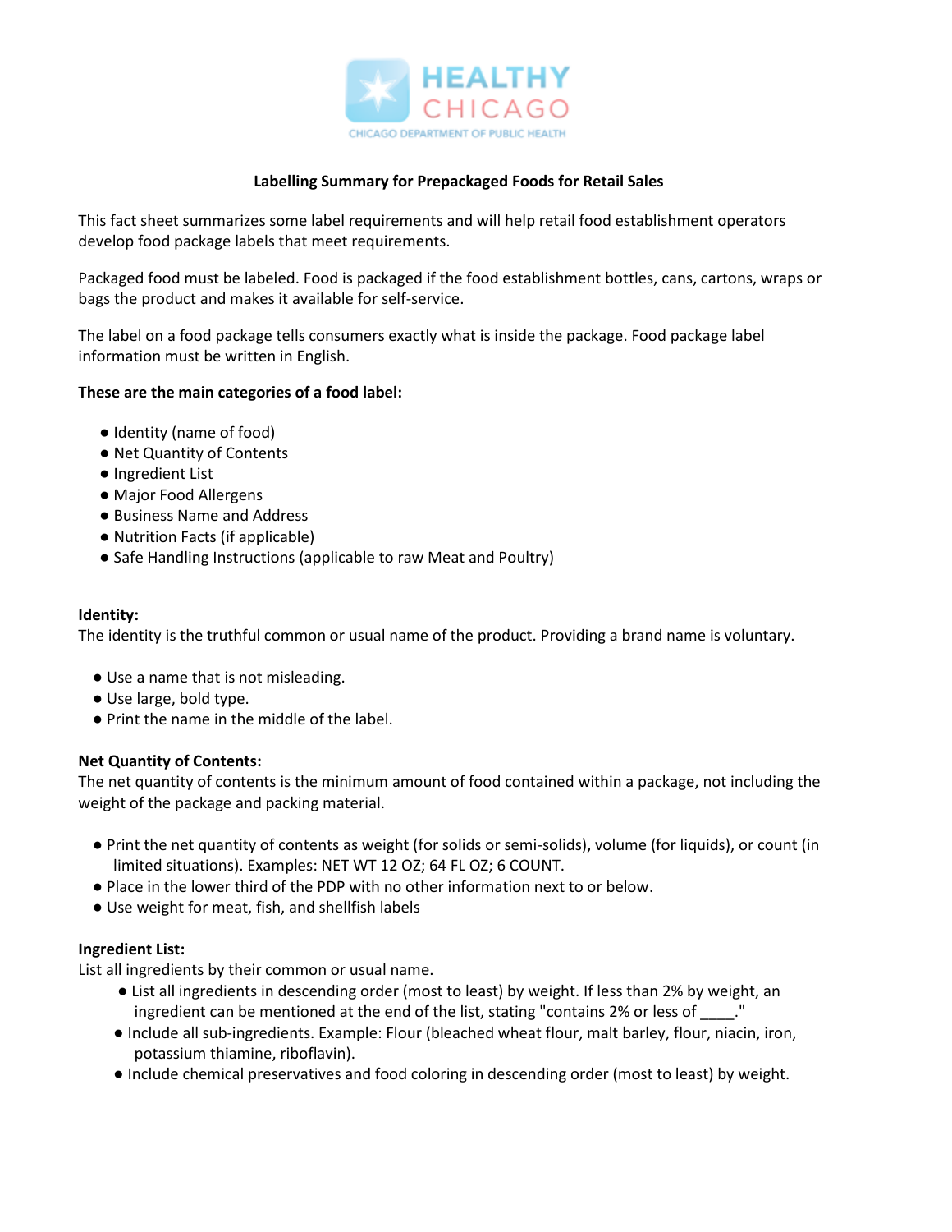HEALTHY CHICAGO

CHICAGO DEPARTMENT OF PUBLIC HEALTH

# Labelling Summary for Prepackaged Foods for Retail Sales

This fact sheet summarizes some label requirements and will help retail food establishment operators develop food package labels that meet requirements.

Packaged food must be labeled. Food is packaged if the food establishment bottles, cans, cartons, wraps or bags the product and makes it available for self-service.

The label on a food package tells consumers exactly what is inside the package. Food package label information must be written in English.

**These are the main categories of a food label:**

- Identity (name of food)
- Net Quantity of Contents
- Ingredient List
- Major Food Allergens
- Business Name and Address
- Nutrition Facts (if applicable)
- Safe Handling Instructions (applicable to raw Meat and Poultry)

**Identity:**

The identity is the truthful common or usual name of the product. Providing a brand name is voluntary.

- Use a name that is not misleading.
- Use large, bold type.
- Print the name in the middle of the label.

**Net Quantity of Contents:**

The net quantity of contents is the minimum amount of food contained within a package, not including the weight of the package and packing material.

- Print the net quantity of contents as weight (for solids or semi-solids), volume (for liquids), or count (in limited situations). Examples: NET WT 12 OZ; 64 FL OZ; 6 COUNT.
- Place in the lower third of the PDP with no other information next to or below.
- Use weight for meat, fish, and shellfish labels

**Ingredient List:**

List all ingredients by their common or usual name.

- List all ingredients in descending order (most to least) by weight. If less than 2% by weight, an ingredient can be mentioned at the end of the list, stating "contains 2% or less of ____."
- Include all sub-ingredients. Example: Flour (bleached wheat flour, malt barley, flour, niacin, iron, potassium thiamine, riboflavin).
- Include chemical preservatives and food coloring in descending order (most to least) by weight.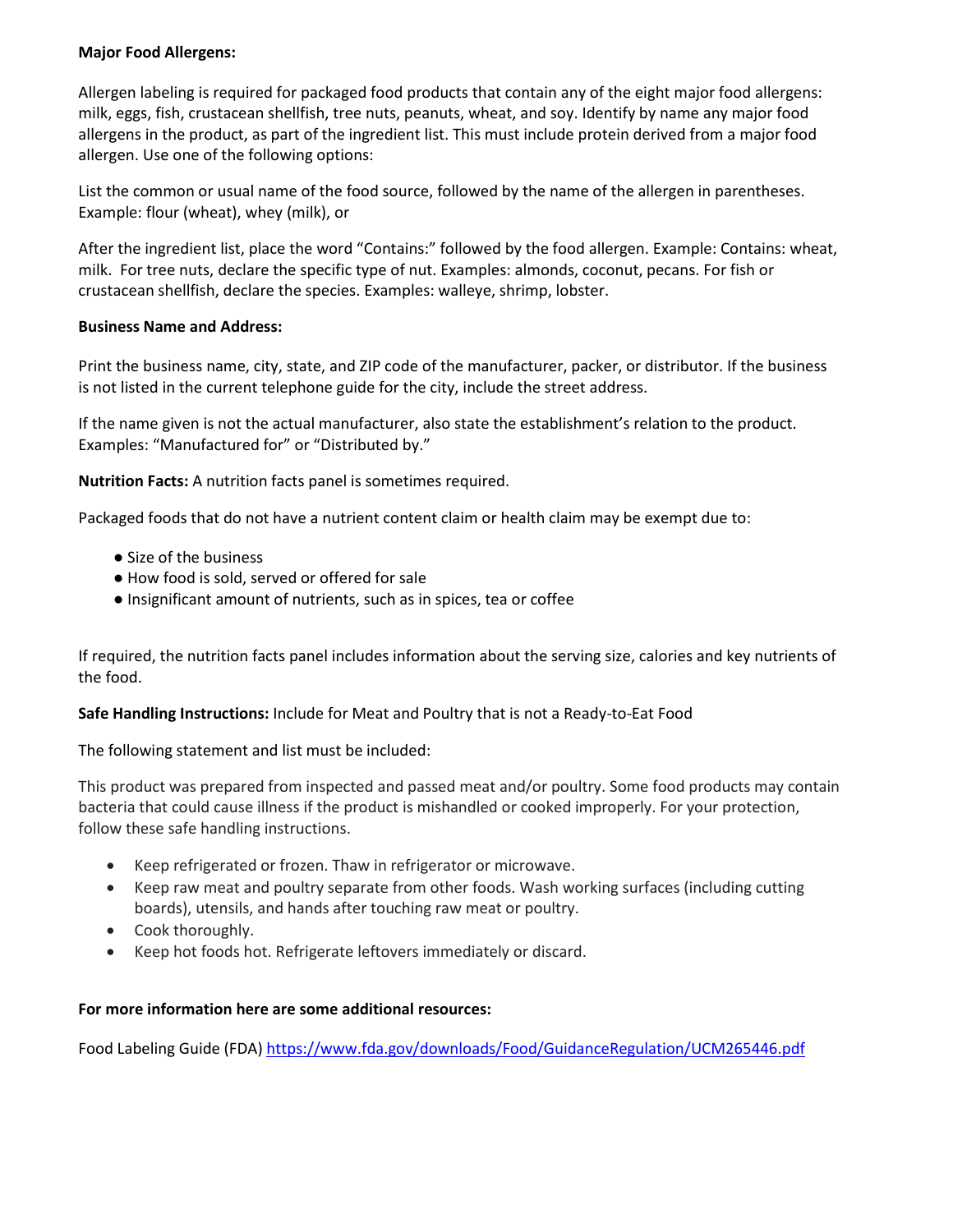**Major Food Allergens:**

Allergen labeling is required for packaged food products that contain any of the eight major food allergens: milk, eggs, fish, crustacean shellfish, tree nuts, peanuts, wheat, and soy. Identify by name any major food allergens in the product, as part of the ingredient list. This must include protein derived from a major food allergen. Use one of the following options:

List the common or usual name of the food source, followed by the name of the allergen in parentheses. Example: flour (wheat), whey (milk), or

After the ingredient list, place the word "Contains:" followed by the food allergen. Example: Contains: wheat, milk. For tree nuts, declare the specific type of nut. Examples: almonds, coconut, pecans. For fish or crustacean shellfish, declare the species. Examples: walleye, shrimp, lobster.

**Business Name and Address:**

Print the business name, city, state, and ZIP code of the manufacturer, packer, or distributor. If the business is not listed in the current telephone guide for the city, include the street address.

If the name given is not the actual manufacturer, also state the establishment's relation to the product. Examples: "Manufactured for" or "Distributed by."

**Nutrition Facts:** A nutrition facts panel is sometimes required.

Packaged foods that do not have a nutrient content claim or health claim may be exempt due to:

- Size of the business
- How food is sold, served or offered for sale
- Insignificant amount of nutrients, such as in spices, tea or coffee

If required, the nutrition facts panel includes information about the serving size, calories and key nutrients of the food.

**Safe Handling Instructions:** Include for Meat and Poultry that is not a Ready-to-Eat Food

The following statement and list must be included:

This product was prepared from inspected and passed meat and/or poultry. Some food products may contain bacteria that could cause illness if the product is mishandled or cooked improperly. For your protection, follow these safe handling instructions.

- Keep refrigerated or frozen. Thaw in refrigerator or microwave.
- Keep raw meat and poultry separate from other foods. Wash working surfaces (including cutting boards), utensils, and hands after touching raw meat or poultry.
- Cook thoroughly.
- Keep hot foods hot. Refrigerate leftovers immediately or discard.

**For more information here are some additional resources:**

Food Labeling Guide (FDA) https://www.fda.gov/downloads/Food/GuidanceRegulation/UCM265446.pdf